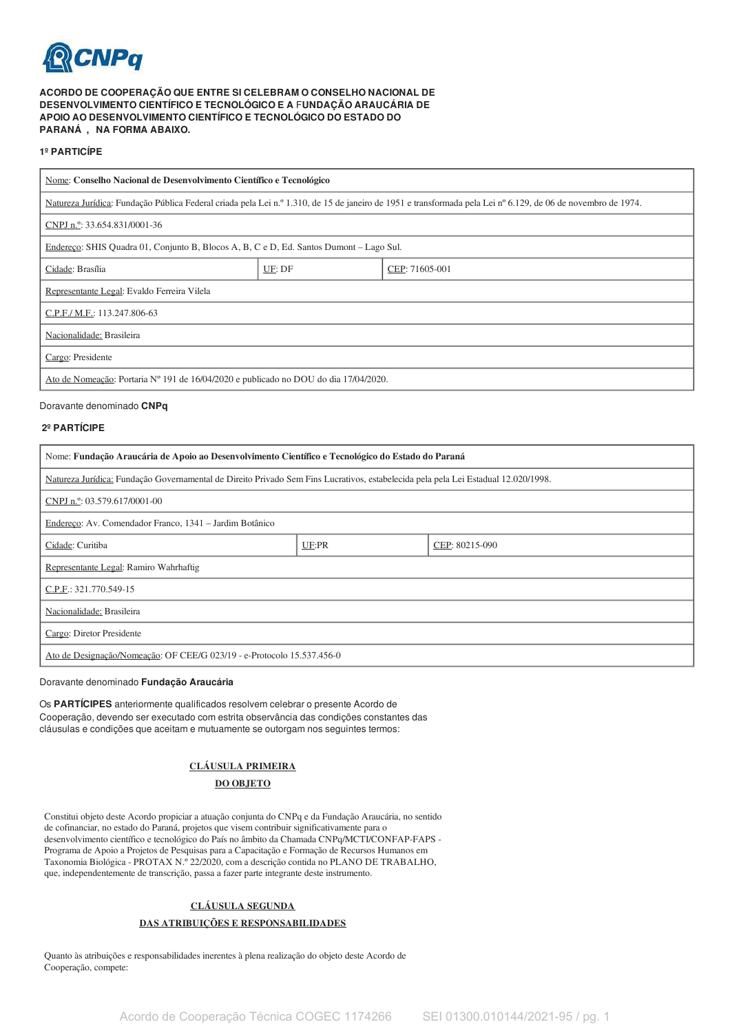**ACORDO DE COOPERAÇÃO QUE ENTRE SI CELEBRAM O CONSELHO NACIONAL DE DESENVOLVIMENTO CIENTÍFICO E TECNOLÓGICO E A FUNDAÇÃO ARAUCÁRIA DE APOIO AO DESENVOLVIMENTO CIENTÍFICO E TECNOLÓGICO DO ESTADO DO PARANÁ , NA FORMA ABAIXO.**

**1º PARTICÍPE**

| Nome: **Conselho Nacional de Desenvolvimento Científico e Tecnológico** | | |
|---|---|---|
| Natureza Jurídica: Fundação Pública Federal criada pela Lei n.º 1.310, de 15 de janeiro de 1951 e transformada pela Lei nº 6.129, de 06 de novembro de 1974. | | |
| CNPJ n.º: 33.654.831/0001-36 | | |
| Endereço: SHIS Quadra 01, Conjunto B, Blocos A, B, C e D, Ed. Santos Dumont – Lago Sul. | | |
| Cidade: Brasília | UF: DF | CEP: 71605-001 |
| Representante Legal: Evaldo Ferreira Vilela | | |
| C.P.F./ M.F.: 113.247.806-63 | | |
| Nacionalidade: Brasileira | | |
| Cargo: Presidente | | |
| Ato de Nomeação: Portaria Nº 191 de 16/04/2020 e publicado no DOU do dia 17/04/2020. | | |

Doravante denominado **CNPq**

**2º PARTÍCIPE**

| Nome: **Fundação Araucária de Apoio ao Desenvolvimento Científico e Tecnológico do Estado do Paraná** | | |
|---|---|---|
| Natureza Jurídica: Fundação Governamental de Direito Privado Sem Fins Lucrativos, estabelecida pela pela Lei Estadual 12.020/1998. | | |
| CNPJ n.º: 03.579.617/0001-00 | | |
| Endereço: Av. Comendador Franco, 1341 – Jardim Botânico | | |
| Cidade: Curitiba | UF:PR | CEP: 80215-090 |
| Representante Legal: Ramiro Wahrhaftig | | |
| C.P.F.: 321.770.549-15 | | |
| Nacionalidade: Brasileira | | |
| Cargo: Diretor Presidente | | |
| Ato de Designação/Nomeação: OF CEE/G 023/19 - e-Protocolo 15.537.456-0 | | |

Doravante denominado **Fundação Araucária**

Os **PARTÍCIPES** anteriormente qualificados resolvem celebrar o presente Acordo de Cooperação, devendo ser executado com estrita observância das condições constantes das cláusulas e condições que aceitam e mutuamente se outorgam nos seguintes termos:

## CLÁUSULA PRIMEIRA
## DO OBJETO

Constitui objeto deste Acordo propiciar a atuação conjunta do CNPq e da Fundação Araucária, no sentido de cofinanciar, no estado do Paraná, projetos que visem contribuir significativamente para o desenvolvimento científico e tecnológico do País no âmbito da Chamada CNPq/MCTI/CONFAP-FAPS - Programa de Apoio a Projetos de Pesquisas para a Capacitação e Formação de Recursos Humanos em Taxonomia Biológica - PROTAX N.º 22/2020, com a descrição contida no PLANO DE TRABALHO, que, independentemente de transcrição, passa a fazer parte integrante deste instrumento.

## CLÁUSULA SEGUNDA
## DAS ATRIBUIÇÕES E RESPONSABILIDADES

Quanto às atribuições e responsabilidades inerentes à plena realização do objeto deste Acordo de Cooperação, compete: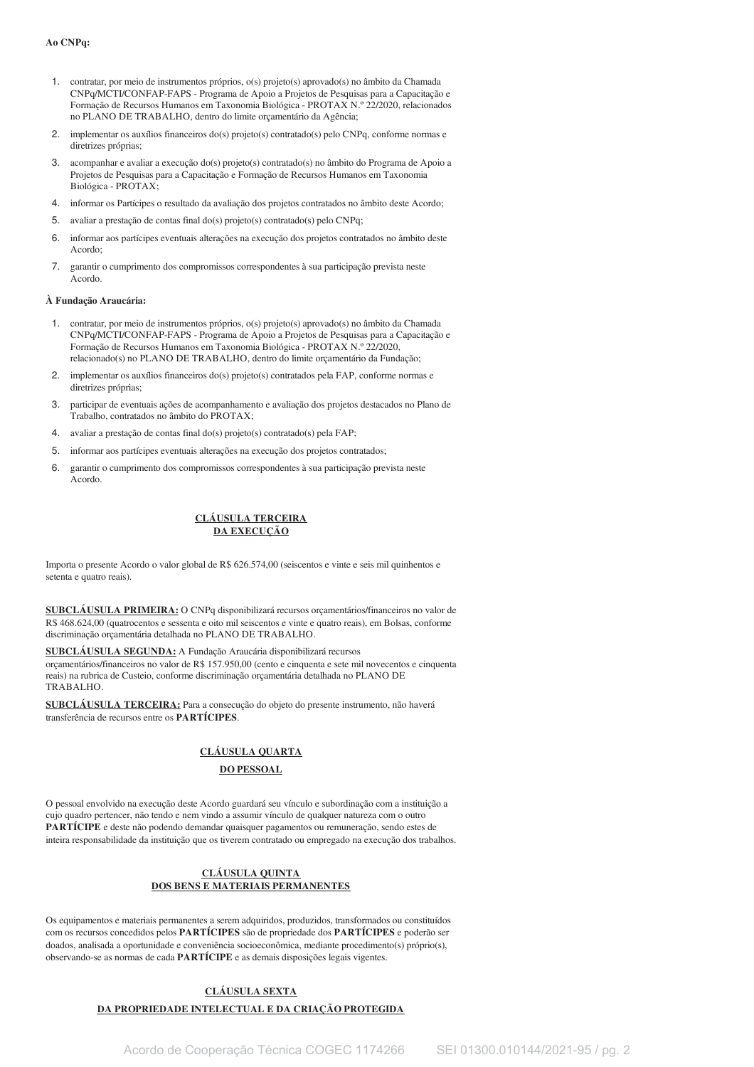**Ao CNPq:**

1. contratar, por meio de instrumentos próprios, o(s) projeto(s) aprovado(s) no âmbito da Chamada CNPq/MCTI/CONFAP-FAPS - Programa de Apoio a Projetos de Pesquisas para a Capacitação e Formação de Recursos Humanos em Taxonomia Biológica - PROTAX N.º 22/2020, relacionados no PLANO DE TRABALHO, dentro do limite orçamentário da Agência;
2. implementar os auxílios financeiros do(s) projeto(s) contratado(s) pelo CNPq, conforme normas e diretrizes próprias;
3. acompanhar e avaliar a execução do(s) projeto(s) contratado(s) no âmbito do Programa de Apoio a Projetos de Pesquisas para a Capacitação e Formação de Recursos Humanos em Taxonomia Biológica - PROTAX;
4. informar os Partícipes o resultado da avaliação dos projetos contratados no âmbito deste Acordo;
5. avaliar a prestação de contas final do(s) projeto(s) contratado(s) pelo CNPq;
6. informar aos partícipes eventuais alterações na execução dos projetos contratados no âmbito deste Acordo;
7. garantir o cumprimento dos compromissos correspondentes à sua participação prevista neste Acordo.

**À Fundação Araucária:**

1. contratar, por meio de instrumentos próprios, o(s) projeto(s) aprovado(s) no âmbito da Chamada CNPq/MCTI/CONFAP-FAPS - Programa de Apoio a Projetos de Pesquisas para a Capacitação e Formação de Recursos Humanos em Taxonomia Biológica - PROTAX N.º 22/2020, relacionado(s) no PLANO DE TRABALHO, dentro do limite orçamentário da Fundação;
2. implementar os auxílios financeiros do(s) projeto(s) contratados pela FAP, conforme normas e diretrizes próprias;
3. participar de eventuais ações de acompanhamento e avaliação dos projetos destacados no Plano de Trabalho, contratados no âmbito do PROTAX;
4. avaliar a prestação de contas final do(s) projeto(s) contratado(s) pela FAP;
5. informar aos partícipes eventuais alterações na execução dos projetos contratados;
6. garantir o cumprimento dos compromissos correspondentes à sua participação prevista neste Acordo.

## CLÁUSULA TERCEIRA
## DA EXECUÇÃO

Importa o presente Acordo o valor global de R$ 626.574,00 (seiscentos e vinte e seis mil quinhentos e setenta e quatro reais).

**SUBCLÁUSULA PRIMEIRA:** O CNPq disponibilizará recursos orçamentários/financeiros no valor de R$ 468.624,00 (quatrocentos e sessenta e oito mil seiscentos e vinte e quatro reais), em Bolsas, conforme discriminação orçamentária detalhada no PLANO DE TRABALHO.

**SUBCLÁUSULA SEGUNDA:** A Fundação Araucária disponibilizará recursos orçamentários/financeiros no valor de R$ 157.950,00 (cento e cinquenta e sete mil novecentos e cinquenta reais) na rubrica de Custeio, conforme discriminação orçamentária detalhada no PLANO DE TRABALHO.

**SUBCLÁUSULA TERCEIRA:** Para a consecução do objeto do presente instrumento, não haverá transferência de recursos entre os **PARTÍCIPES**.

## CLÁUSULA QUARTA
## DO PESSOAL

O pessoal envolvido na execução deste Acordo guardará seu vínculo e subordinação com a instituição a cujo quadro pertencer, não tendo e nem vindo a assumir vínculo de qualquer natureza com o outro **PARTÍCIPE** e deste não podendo demandar quaisquer pagamentos ou remuneração, sendo estes de inteira responsabilidade da instituição que os tiverem contratado ou empregado na execução dos trabalhos.

## CLÁUSULA QUINTA
## DOS BENS E MATERIAIS PERMANENTES

Os equipamentos e materiais permanentes a serem adquiridos, produzidos, transformados ou constituídos com os recursos concedidos pelos **PARTÍCIPES** são de propriedade dos **PARTÍCIPES** e poderão ser doados, analisada a oportunidade e conveniência socioeconômica, mediante procedimento(s) próprio(s), observando-se as normas de cada **PARTÍCIPE** e as demais disposições legais vigentes.

## CLÁUSULA SEXTA
## DA PROPRIEDADE INTELECTUAL E DA CRIAÇÃO PROTEGIDA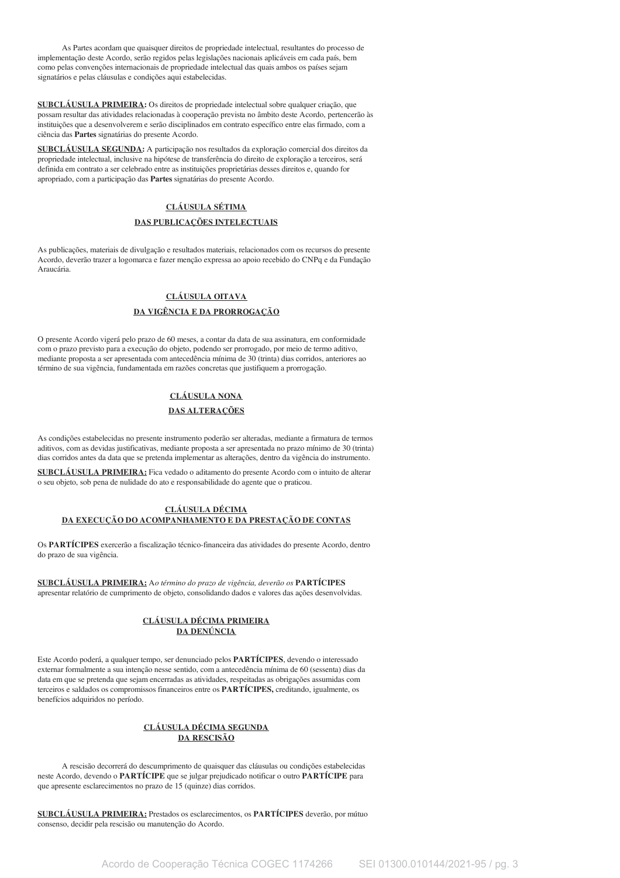As Partes acordam que quaisquer direitos de propriedade intelectual, resultantes do processo de implementação deste Acordo, serão regidos pelas legislações nacionais aplicáveis em cada país, bem como pelas convenções internacionais de propriedade intelectual das quais ambos os países sejam signatários e pelas cláusulas e condições aqui estabelecidas.

**SUBCLÁUSULA PRIMEIRA:** Os direitos de propriedade intelectual sobre qualquer criação, que possam resultar das atividades relacionadas à cooperação prevista no âmbito deste Acordo, pertencerão às instituições que a desenvolverem e serão disciplinados em contrato específico entre elas firmado, com a ciência das **Partes** signatárias do presente Acordo.

**SUBCLÁUSULA SEGUNDA:** A participação nos resultados da exploração comercial dos direitos da propriedade intelectual, inclusive na hipótese de transferência do direito de exploração a terceiros, será definida em contrato a ser celebrado entre as instituições proprietárias desses direitos e, quando for apropriado, com a participação das **Partes** signatárias do presente Acordo.

## CLÁUSULA SÉTIMA
## DAS PUBLICAÇÕES INTELECTUAIS

As publicações, materiais de divulgação e resultados materiais, relacionados com os recursos do presente Acordo, deverão trazer a logomarca e fazer menção expressa ao apoio recebido do CNPq e da Fundação Araucária.

## CLÁUSULA OITAVA
## DA VIGÊNCIA E DA PRORROGAÇÃO

O presente Acordo vigerá pelo prazo de 60 meses, a contar da data de sua assinatura, em conformidade com o prazo previsto para a execução do objeto, podendo ser prorrogado, por meio de termo aditivo, mediante proposta a ser apresentada com antecedência mínima de 30 (trinta) dias corridos, anteriores ao término de sua vigência, fundamentada em razões concretas que justifiquem a prorrogação.

## CLÁUSULA NONA
## DAS ALTERAÇÕES

As condições estabelecidas no presente instrumento poderão ser alteradas, mediante a firmatura de termos aditivos, com as devidas justificativas, mediante proposta a ser apresentada no prazo mínimo de 30 (trinta) dias corridos antes da data que se pretenda implementar as alterações, dentro da vigência do instrumento.

**SUBCLÁUSULA PRIMEIRA:** Fica vedado o aditamento do presente Acordo com o intuito de alterar o seu objeto, sob pena de nulidade do ato e responsabilidade do agente que o praticou.

## CLÁUSULA DÉCIMA
## DA EXECUÇÃO DO ACOMPANHAMENTO E DA PRESTAÇÃO DE CONTAS

Os **PARTÍCIPES** exercerão a fiscalização técnico-financeira das atividades do presente Acordo, dentro do prazo de sua vigência.

**SUBCLÁUSULA PRIMEIRA:** A*o término do prazo de vigência, deverão os* **PARTÍCIPES** apresentar relatório de cumprimento de objeto, consolidando dados e valores das ações desenvolvidas.

## CLÁUSULA DÉCIMA PRIMEIRA
## DA DENÚNCIA

Este Acordo poderá, a qualquer tempo, ser denunciado pelos **PARTÍCIPES**, devendo o interessado externar formalmente a sua intenção nesse sentido, com a antecedência mínima de 60 (sessenta) dias da data em que se pretenda que sejam encerradas as atividades, respeitadas as obrigações assumidas com terceiros e saldados os compromissos financeiros entre os **PARTÍCIPES,** creditando, igualmente, os benefícios adquiridos no período.

## CLÁUSULA DÉCIMA SEGUNDA
## DA RESCISÃO

A rescisão decorrerá do descumprimento de quaisquer das cláusulas ou condições estabelecidas neste Acordo, devendo o **PARTÍCIPE** que se julgar prejudicado notificar o outro **PARTÍCIPE** para que apresente esclarecimentos no prazo de 15 (quinze) dias corridos.

**SUBCLÁUSULA PRIMEIRA:** Prestados os esclarecimentos, os **PARTÍCIPES** deverão, por mútuo consenso, decidir pela rescisão ou manutenção do Acordo.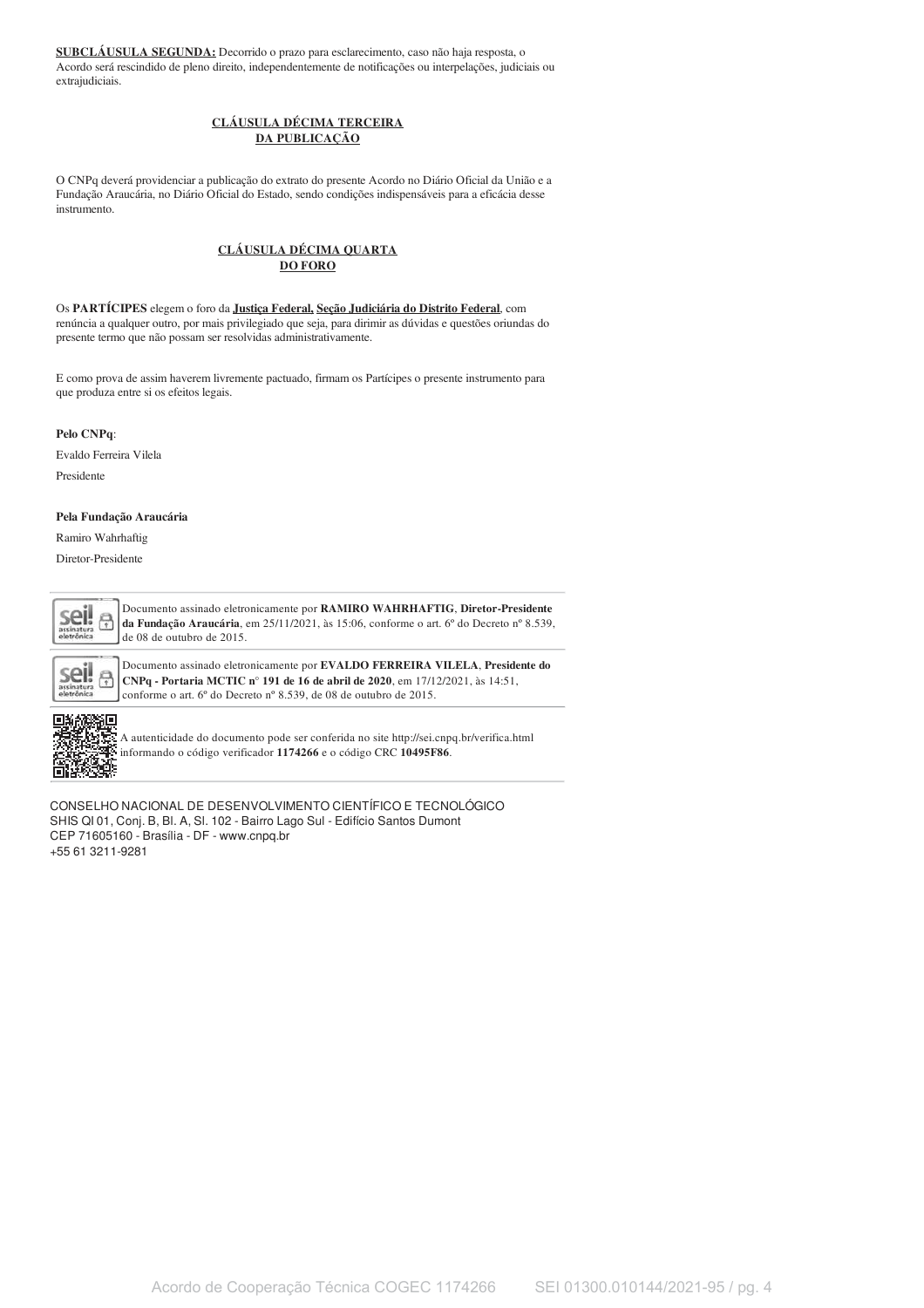**SUBCLÁUSULA SEGUNDA:** Decorrido o prazo para esclarecimento, caso não haja resposta, o Acordo será rescindido de pleno direito, independentemente de notificações ou interpelações, judiciais ou extrajudiciais.

## CLÁUSULA DÉCIMA TERCEIRA
## DA PUBLICAÇÃO

O CNPq deverá providenciar a publicação do extrato do presente Acordo no Diário Oficial da União e a Fundação Araucária, no Diário Oficial do Estado, sendo condições indispensáveis para a eficácia desse instrumento.

## CLÁUSULA DÉCIMA QUARTA
## DO FORO

Os **PARTÍCIPES** elegem o foro da **Justiça Federal, Seção Judiciária do Distrito Federal**, com renúncia a qualquer outro, por mais privilegiado que seja, para dirimir as dúvidas e questões oriundas do presente termo que não possam ser resolvidas administrativamente.

E como prova de assim haverem livremente pactuado, firmam os Partícipes o presente instrumento para que produza entre si os efeitos legais.

**Pelo CNPq**:

Evaldo Ferreira Vilela

Presidente

**Pela Fundação Araucária**

Ramiro Wahrhaftig

Diretor-Presidente

Documento assinado eletronicamente por **RAMIRO WAHRHAFTIG**, **Diretor-Presidente da Fundação Araucária**, em 25/11/2021, às 15:06, conforme o art. 6º do Decreto nº 8.539, de 08 de outubro de 2015.

Documento assinado eletronicamente por **EVALDO FERREIRA VILELA**, **Presidente do CNPq - Portaria MCTIC nº 191 de 16 de abril de 2020**, em 17/12/2021, às 14:51, conforme o art. 6º do Decreto nº 8.539, de 08 de outubro de 2015.

A autenticidade do documento pode ser conferida no site http://sei.cnpq.br/verifica.html informando o código verificador **1174266** e o código CRC **10495F86**.

CONSELHO NACIONAL DE DESENVOLVIMENTO CIENTÍFICO E TECNOLÓGICO
SHIS QI 01, Conj. B, Bl. A, Sl. 102 - Bairro Lago Sul - Edifício Santos Dumont
CEP 71605160 - Brasília - DF - www.cnpq.br
+55 61 3211-9281